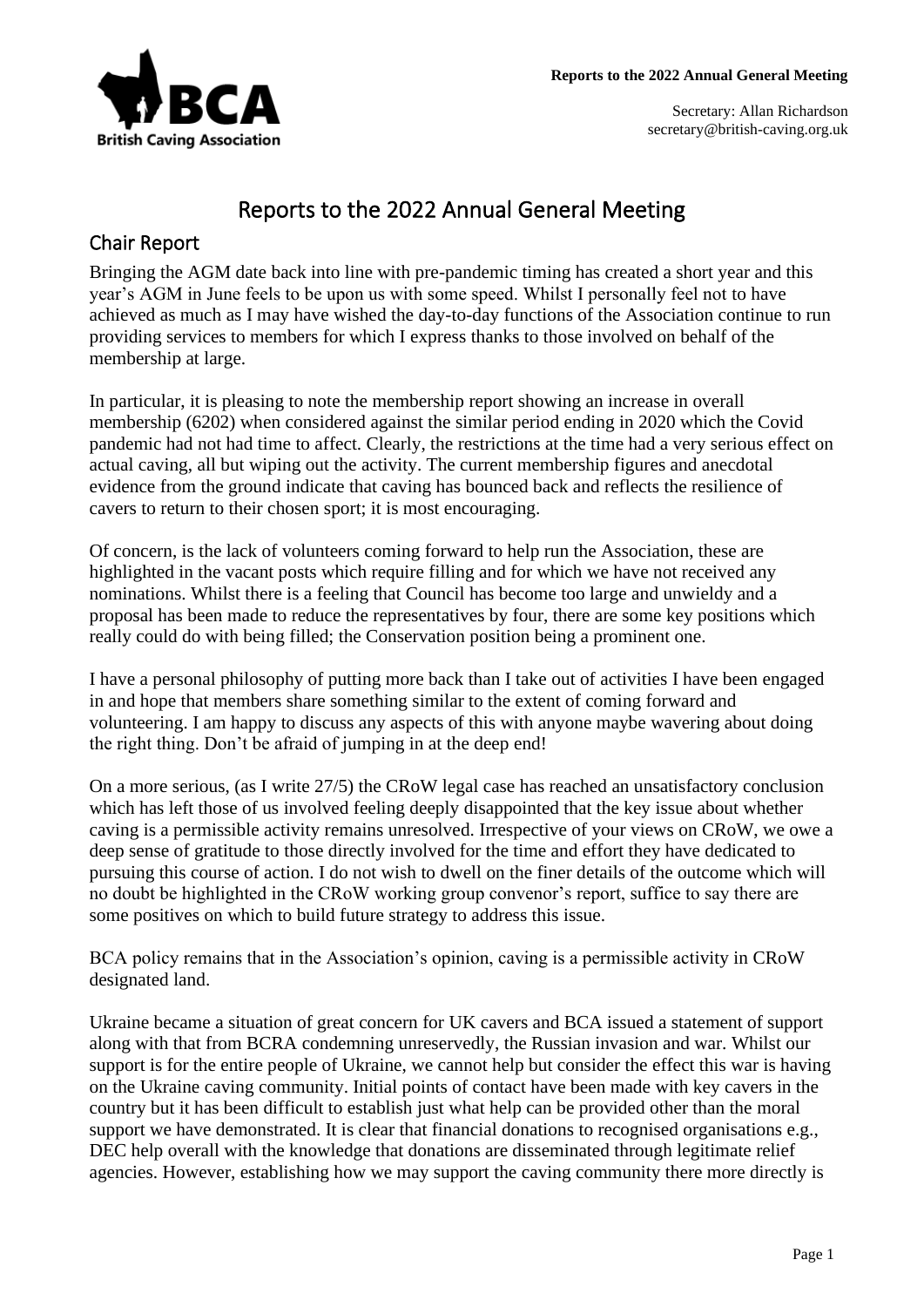Secretary: Allan Richardson
secretary@british-caving.org.uk

# Reports to the 2022 Annual General Meeting

## Chair Report

Bringing the AGM date back into line with pre-pandemic timing has created a short year and this year's AGM in June feels to be upon us with some speed. Whilst I personally feel not to have achieved as much as I may have wished the day-to-day functions of the Association continue to run providing services to members for which I express thanks to those involved on behalf of the membership at large.

In particular, it is pleasing to note the membership report showing an increase in overall membership (6202) when considered against the similar period ending in 2020 which the Covid pandemic had not had time to affect. Clearly, the restrictions at the time had a very serious effect on actual caving, all but wiping out the activity. The current membership figures and anecdotal evidence from the ground indicate that caving has bounced back and reflects the resilience of cavers to return to their chosen sport; it is most encouraging.

Of concern, is the lack of volunteers coming forward to help run the Association, these are highlighted in the vacant posts which require filling and for which we have not received any nominations. Whilst there is a feeling that Council has become too large and unwieldy and a proposal has been made to reduce the representatives by four, there are some key positions which really could do with being filled; the Conservation position being a prominent one.

I have a personal philosophy of putting more back than I take out of activities I have been engaged in and hope that members share something similar to the extent of coming forward and volunteering. I am happy to discuss any aspects of this with anyone maybe wavering about doing the right thing. Don't be afraid of jumping in at the deep end!

On a more serious, (as I write 27/5) the CRoW legal case has reached an unsatisfactory conclusion which has left those of us involved feeling deeply disappointed that the key issue about whether caving is a permissible activity remains unresolved. Irrespective of your views on CRoW, we owe a deep sense of gratitude to those directly involved for the time and effort they have dedicated to pursuing this course of action. I do not wish to dwell on the finer details of the outcome which will no doubt be highlighted in the CRoW working group convenor's report, suffice to say there are some positives on which to build future strategy to address this issue.

BCA policy remains that in the Association's opinion, caving is a permissible activity in CRoW designated land.

Ukraine became a situation of great concern for UK cavers and BCA issued a statement of support along with that from BCRA condemning unreservedly, the Russian invasion and war. Whilst our support is for the entire people of Ukraine, we cannot help but consider the effect this war is having on the Ukraine caving community. Initial points of contact have been made with key cavers in the country but it has been difficult to establish just what help can be provided other than the moral support we have demonstrated. It is clear that financial donations to recognised organisations e.g., DEC help overall with the knowledge that donations are disseminated through legitimate relief agencies. However, establishing how we may support the caving community there more directly is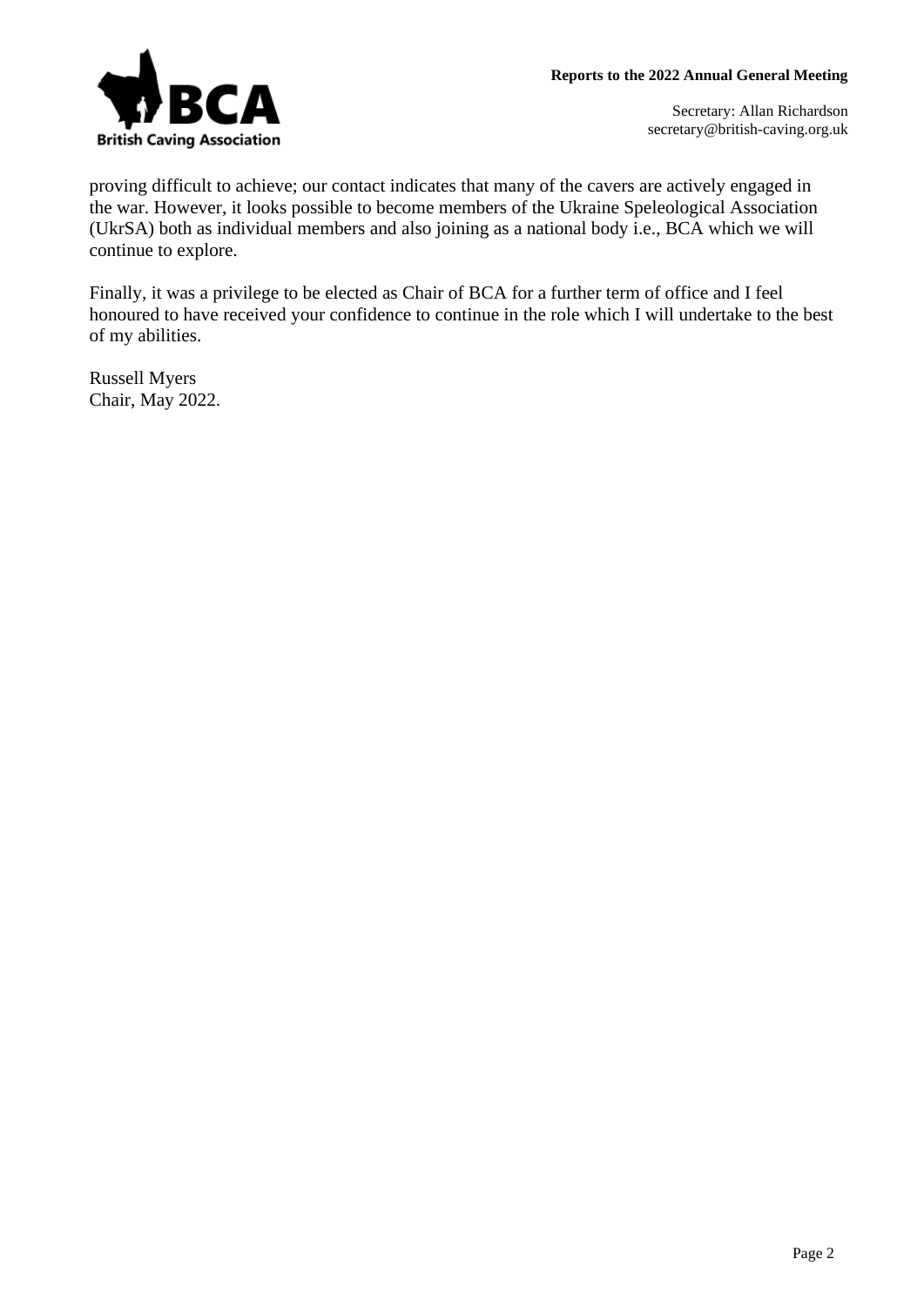proving difficult to achieve; our contact indicates that many of the cavers are actively engaged in the war. However, it looks possible to become members of the Ukraine Speleological Association (UkrSA) both as individual members and also joining as a national body i.e., BCA which we will continue to explore.

Finally, it was a privilege to be elected as Chair of BCA for a further term of office and I feel honoured to have received your confidence to continue in the role which I will undertake to the best of my abilities.

Russell Myers
Chair, May 2022.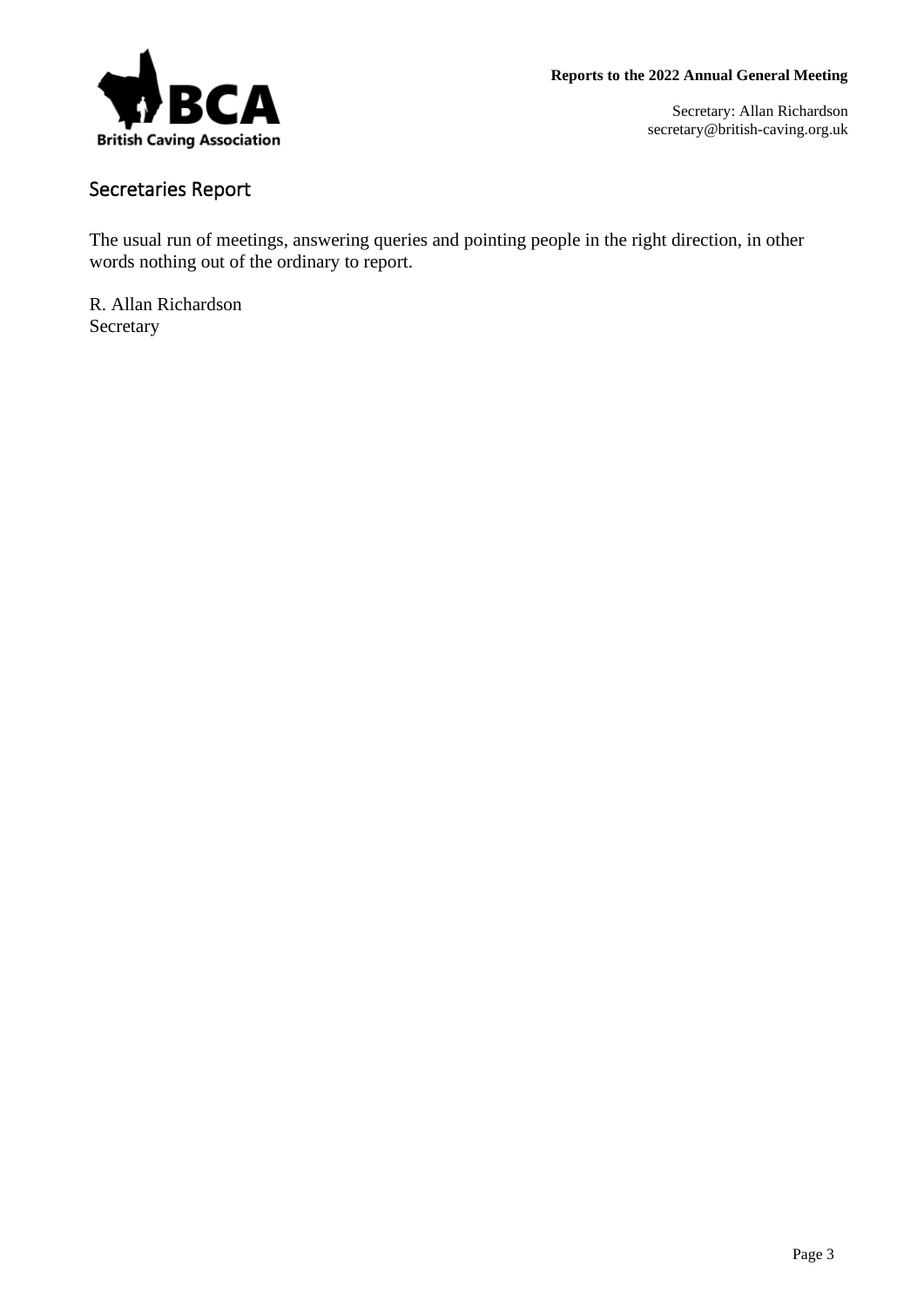## Secretaries Report

The usual run of meetings, answering queries and pointing people in the right direction, in other words nothing out of the ordinary to report.

R. Allan Richardson
Secretary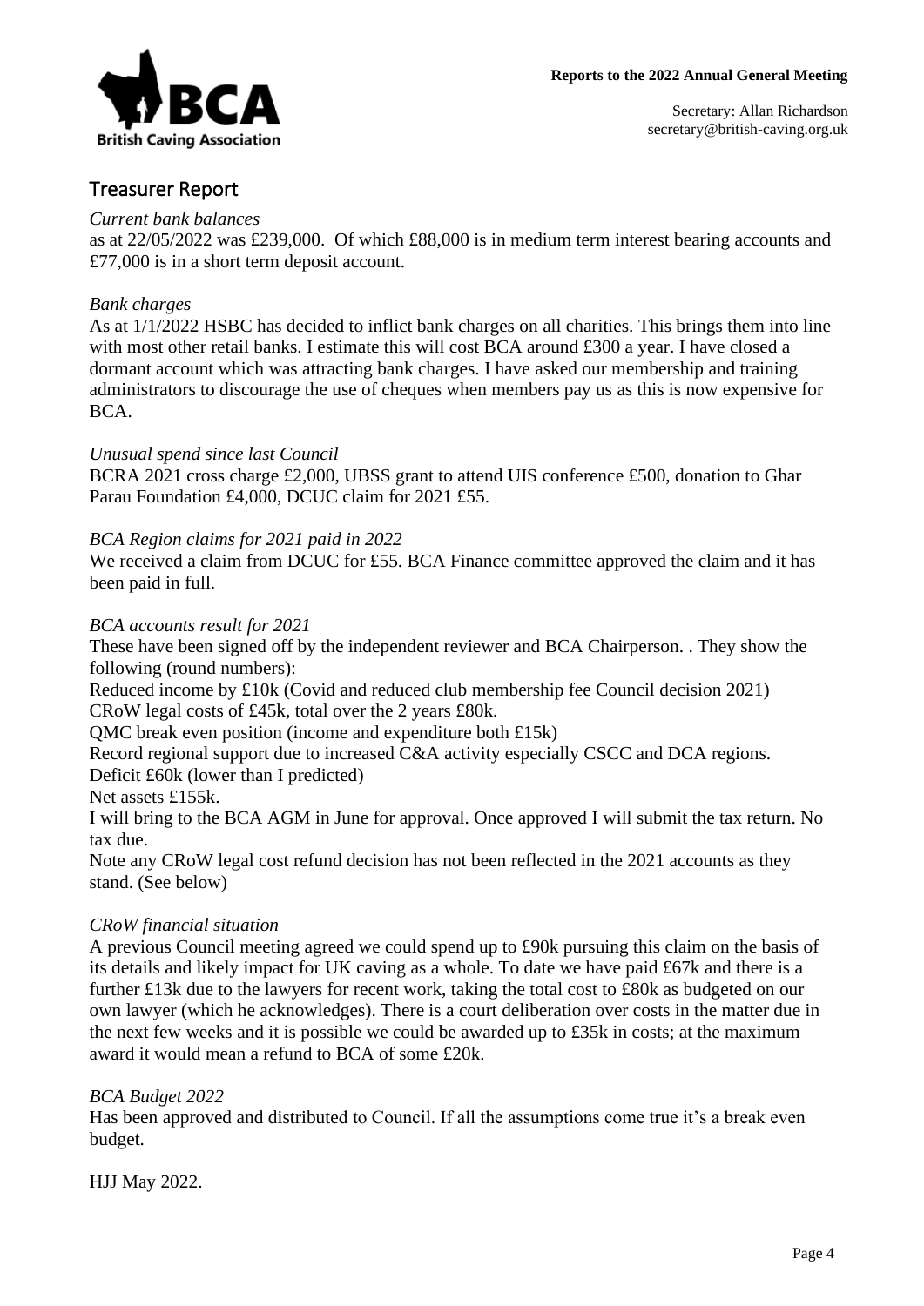## Treasurer Report

*Current bank balances*

as at 22/05/2022 was £239,000. Of which £88,000 is in medium term interest bearing accounts and £77,000 is in a short term deposit account.

*Bank charges*

As at 1/1/2022 HSBC has decided to inflict bank charges on all charities. This brings them into line with most other retail banks. I estimate this will cost BCA around £300 a year. I have closed a dormant account which was attracting bank charges. I have asked our membership and training administrators to discourage the use of cheques when members pay us as this is now expensive for BCA.

*Unusual spend since last Council*

BCRA 2021 cross charge £2,000, UBSS grant to attend UIS conference £500, donation to Ghar Parau Foundation £4,000, DCUC claim for 2021 £55.

*BCA Region claims for 2021 paid in 2022*

We received a claim from DCUC for £55. BCA Finance committee approved the claim and it has been paid in full.

*BCA accounts result for 2021*

These have been signed off by the independent reviewer and BCA Chairperson. . They show the following (round numbers):

Reduced income by £10k (Covid and reduced club membership fee Council decision 2021)

CRoW legal costs of £45k, total over the 2 years £80k.

QMC break even position (income and expenditure both £15k)

Record regional support due to increased C&A activity especially CSCC and DCA regions.

Deficit £60k (lower than I predicted)

Net assets £155k.

I will bring to the BCA AGM in June for approval. Once approved I will submit the tax return. No tax due.

Note any CRoW legal cost refund decision has not been reflected in the 2021 accounts as they stand. (See below)

*CRoW financial situation*

A previous Council meeting agreed we could spend up to £90k pursuing this claim on the basis of its details and likely impact for UK caving as a whole. To date we have paid £67k and there is a further £13k due to the lawyers for recent work, taking the total cost to £80k as budgeted on our own lawyer (which he acknowledges). There is a court deliberation over costs in the matter due in the next few weeks and it is possible we could be awarded up to £35k in costs; at the maximum award it would mean a refund to BCA of some £20k.

*BCA Budget 2022*

Has been approved and distributed to Council. If all the assumptions come true it's a break even budget.

HJJ May 2022.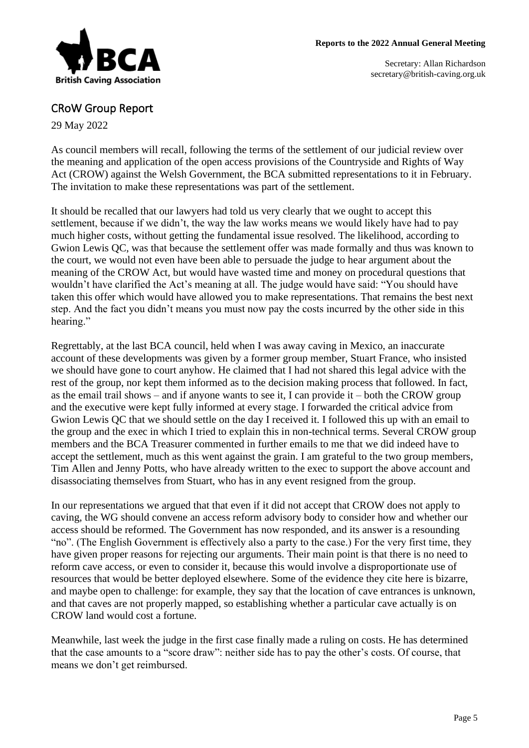## CRoW Group Report

29 May 2022

As council members will recall, following the terms of the settlement of our judicial review over the meaning and application of the open access provisions of the Countryside and Rights of Way Act (CROW) against the Welsh Government, the BCA submitted representations to it in February. The invitation to make these representations was part of the settlement.

It should be recalled that our lawyers had told us very clearly that we ought to accept this settlement, because if we didn't, the way the law works means we would likely have had to pay much higher costs, without getting the fundamental issue resolved. The likelihood, according to Gwion Lewis QC, was that because the settlement offer was made formally and thus was known to the court, we would not even have been able to persuade the judge to hear argument about the meaning of the CROW Act, but would have wasted time and money on procedural questions that wouldn't have clarified the Act's meaning at all. The judge would have said: "You should have taken this offer which would have allowed you to make representations. That remains the best next step. And the fact you didn't means you must now pay the costs incurred by the other side in this hearing."

Regrettably, at the last BCA council, held when I was away caving in Mexico, an inaccurate account of these developments was given by a former group member, Stuart France, who insisted we should have gone to court anyhow. He claimed that I had not shared this legal advice with the rest of the group, nor kept them informed as to the decision making process that followed. In fact, as the email trail shows – and if anyone wants to see it, I can provide it – both the CROW group and the executive were kept fully informed at every stage. I forwarded the critical advice from Gwion Lewis QC that we should settle on the day I received it. I followed this up with an email to the group and the exec in which I tried to explain this in non-technical terms. Several CROW group members and the BCA Treasurer commented in further emails to me that we did indeed have to accept the settlement, much as this went against the grain. I am grateful to the two group members, Tim Allen and Jenny Potts, who have already written to the exec to support the above account and disassociating themselves from Stuart, who has in any event resigned from the group.

In our representations we argued that that even if it did not accept that CROW does not apply to caving, the WG should convene an access reform advisory body to consider how and whether our access should be reformed. The Government has now responded, and its answer is a resounding "no". (The English Government is effectively also a party to the case.) For the very first time, they have given proper reasons for rejecting our arguments. Their main point is that there is no need to reform cave access, or even to consider it, because this would involve a disproportionate use of resources that would be better deployed elsewhere. Some of the evidence they cite here is bizarre, and maybe open to challenge: for example, they say that the location of cave entrances is unknown, and that caves are not properly mapped, so establishing whether a particular cave actually is on CROW land would cost a fortune.

Meanwhile, last week the judge in the first case finally made a ruling on costs. He has determined that the case amounts to a "score draw": neither side has to pay the other's costs. Of course, that means we don't get reimbursed.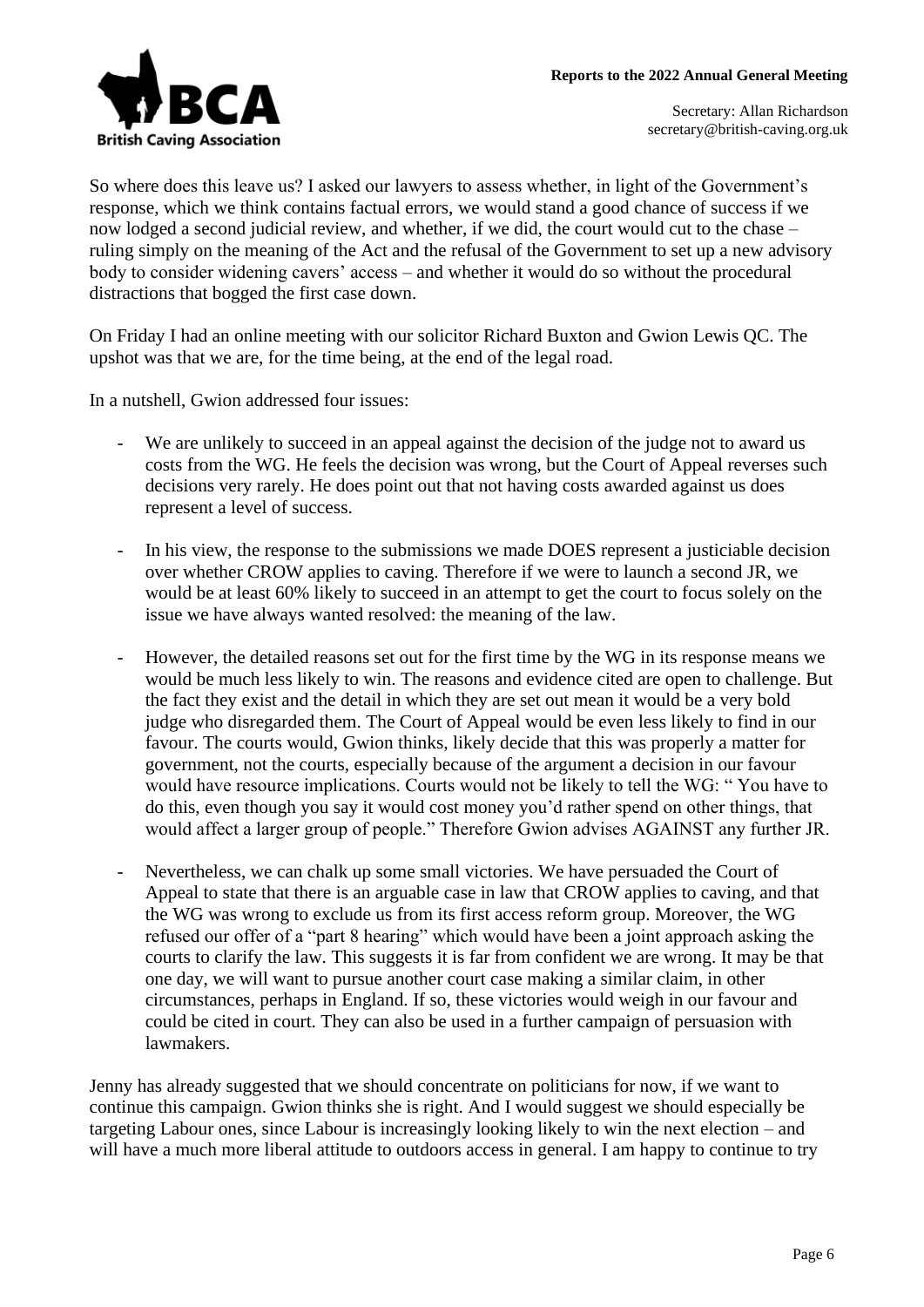So where does this leave us? I asked our lawyers to assess whether, in light of the Government's response, which we think contains factual errors, we would stand a good chance of success if we now lodged a second judicial review, and whether, if we did, the court would cut to the chase – ruling simply on the meaning of the Act and the refusal of the Government to set up a new advisory body to consider widening cavers' access – and whether it would do so without the procedural distractions that bogged the first case down.

On Friday I had an online meeting with our solicitor Richard Buxton and Gwion Lewis QC. The upshot was that we are, for the time being, at the end of the legal road.

In a nutshell, Gwion addressed four issues:

- We are unlikely to succeed in an appeal against the decision of the judge not to award us costs from the WG. He feels the decision was wrong, but the Court of Appeal reverses such decisions very rarely. He does point out that not having costs awarded against us does represent a level of success.
- In his view, the response to the submissions we made DOES represent a justiciable decision over whether CROW applies to caving. Therefore if we were to launch a second JR, we would be at least 60% likely to succeed in an attempt to get the court to focus solely on the issue we have always wanted resolved: the meaning of the law.
- However, the detailed reasons set out for the first time by the WG in its response means we would be much less likely to win. The reasons and evidence cited are open to challenge. But the fact they exist and the detail in which they are set out mean it would be a very bold judge who disregarded them. The Court of Appeal would be even less likely to find in our favour. The courts would, Gwion thinks, likely decide that this was properly a matter for government, not the courts, especially because of the argument a decision in our favour would have resource implications. Courts would not be likely to tell the WG: " You have to do this, even though you say it would cost money you'd rather spend on other things, that would affect a larger group of people." Therefore Gwion advises AGAINST any further JR.
- Nevertheless, we can chalk up some small victories. We have persuaded the Court of Appeal to state that there is an arguable case in law that CROW applies to caving, and that the WG was wrong to exclude us from its first access reform group. Moreover, the WG refused our offer of a "part 8 hearing" which would have been a joint approach asking the courts to clarify the law. This suggests it is far from confident we are wrong. It may be that one day, we will want to pursue another court case making a similar claim, in other circumstances, perhaps in England. If so, these victories would weigh in our favour and could be cited in court. They can also be used in a further campaign of persuasion with lawmakers.

Jenny has already suggested that we should concentrate on politicians for now, if we want to continue this campaign. Gwion thinks she is right. And I would suggest we should especially be targeting Labour ones, since Labour is increasingly looking likely to win the next election – and will have a much more liberal attitude to outdoors access in general. I am happy to continue to try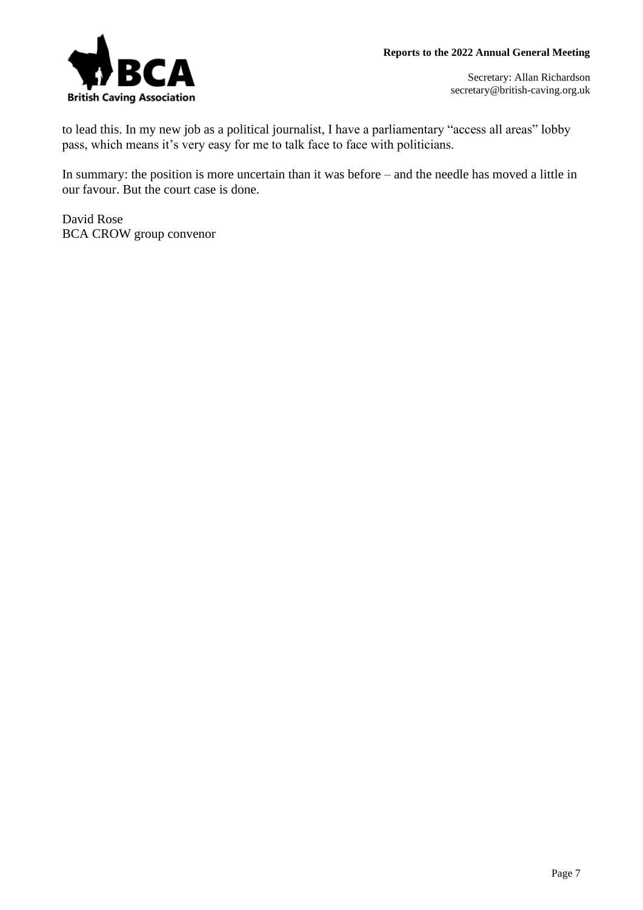to lead this. In my new job as a political journalist, I have a parliamentary “access all areas” lobby pass, which means it’s very easy for me to talk face to face with politicians.

In summary: the position is more uncertain than it was before – and the needle has moved a little in our favour. But the court case is done.

David Rose
BCA CROW group convenor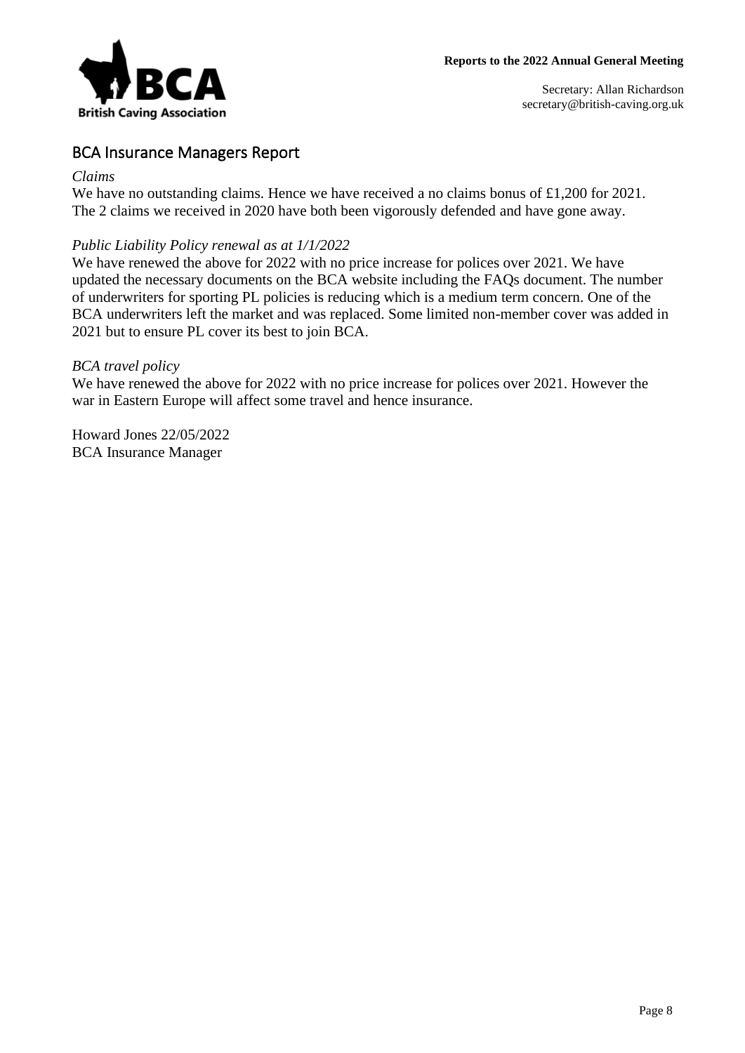## BCA Insurance Managers Report

*Claims*

We have no outstanding claims. Hence we have received a no claims bonus of £1,200 for 2021. The 2 claims we received in 2020 have both been vigorously defended and have gone away.

*Public Liability Policy renewal as at 1/1/2022*

We have renewed the above for 2022 with no price increase for polices over 2021. We have updated the necessary documents on the BCA website including the FAQs document. The number of underwriters for sporting PL policies is reducing which is a medium term concern. One of the BCA underwriters left the market and was replaced. Some limited non-member cover was added in 2021 but to ensure PL cover its best to join BCA.

*BCA travel policy*

We have renewed the above for 2022 with no price increase for polices over 2021. However the war in Eastern Europe will affect some travel and hence insurance.

Howard Jones 22/05/2022
BCA Insurance Manager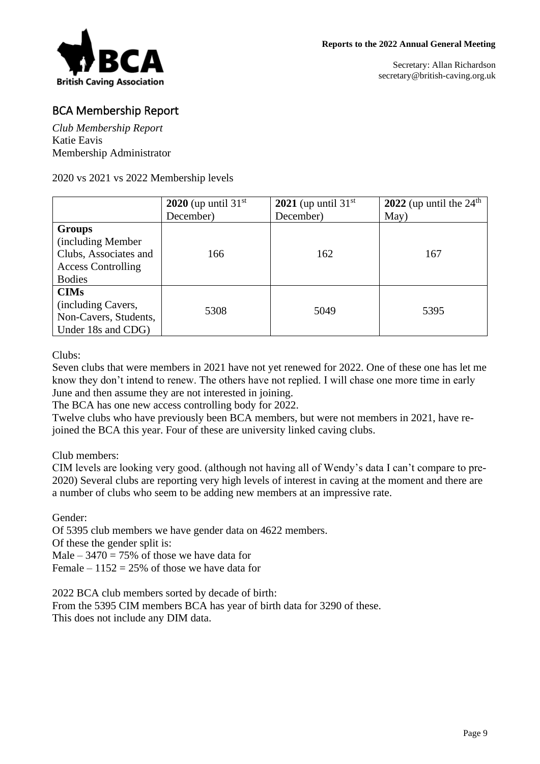## BCA Membership Report

*Club Membership Report*
Katie Eavis
Membership Administrator

2020 vs 2021 vs 2022 Membership levels

| | **2020** (up until 31st December) | **2021** (up until 31st December) | **2022** (up until the 24th May) |
|---|---|---|---|
| **Groups** (including Member Clubs, Associates and Access Controlling Bodies | 166 | 162 | 167 |
| **CIMs** (including Cavers, Non-Cavers, Students, Under 18s and CDG) | 5308 | 5049 | 5395 |

Clubs:
Seven clubs that were members in 2021 have not yet renewed for 2022. One of these one has let me know they don't intend to renew. The others have not replied. I will chase one more time in early June and then assume they are not interested in joining.
The BCA has one new access controlling body for 2022.
Twelve clubs who have previously been BCA members, but were not members in 2021, have re-joined the BCA this year. Four of these are university linked caving clubs.

Club members:
CIM levels are looking very good. (although not having all of Wendy's data I can't compare to pre-2020) Several clubs are reporting very high levels of interest in caving at the moment and there are a number of clubs who seem to be adding new members at an impressive rate.

Gender:
Of 5395 club members we have gender data on 4622 members.
Of these the gender split is:
Male – 3470 = 75% of those we have data for
Female – 1152 = 25% of those we have data for

2022 BCA club members sorted by decade of birth:
From the 5395 CIM members BCA has year of birth data for 3290 of these.
This does not include any DIM data.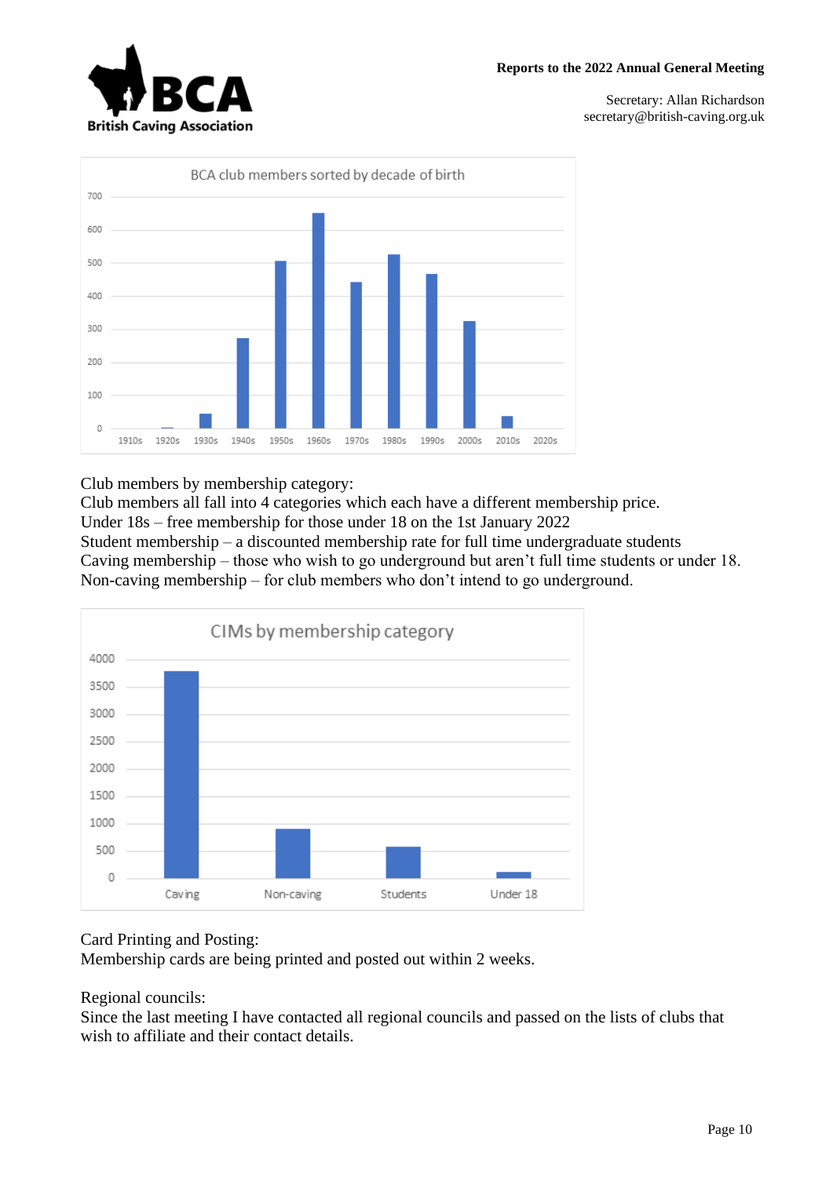BCA club members sorted by decade of birth

Club members by membership category:
Club members all fall into 4 categories which each have a different membership price.
Under 18s – free membership for those under 18 on the 1st January 2022
Student membership – a discounted membership rate for full time undergraduate students
Caving membership – those who wish to go underground but aren't full time students or under 18.
Non-caving membership – for club members who don't intend to go underground.

CIMs by membership category

Card Printing and Posting:
Membership cards are being printed and posted out within 2 weeks.

Regional councils:
Since the last meeting I have contacted all regional councils and passed on the lists of clubs that wish to affiliate and their contact details.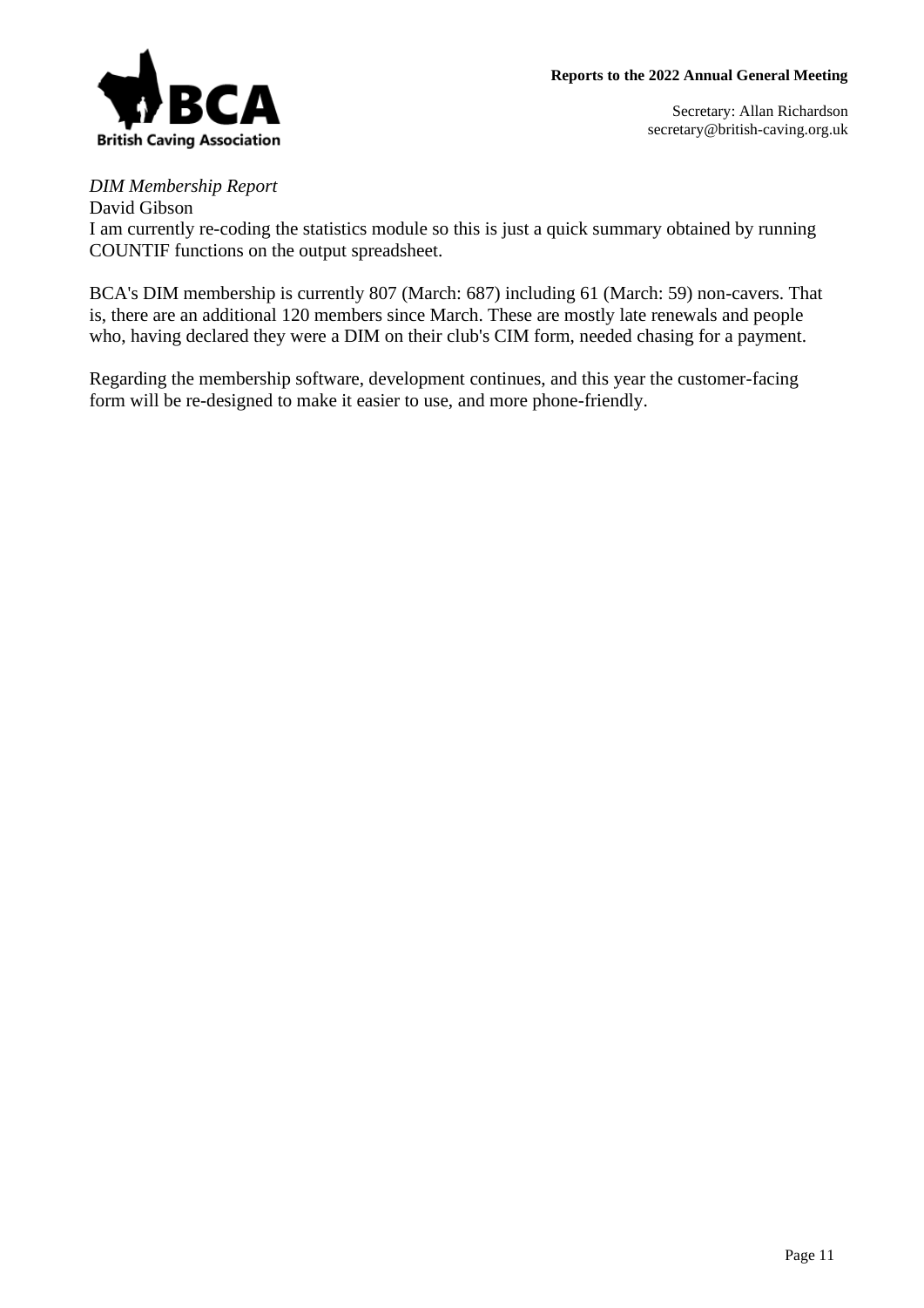*DIM Membership Report*

David Gibson

I am currently re-coding the statistics module so this is just a quick summary obtained by running COUNTIF functions on the output spreadsheet.

BCA's DIM membership is currently 807 (March: 687) including 61 (March: 59) non-cavers. That is, there are an additional 120 members since March. These are mostly late renewals and people who, having declared they were a DIM on their club's CIM form, needed chasing for a payment.

Regarding the membership software, development continues, and this year the customer-facing form will be re-designed to make it easier to use, and more phone-friendly.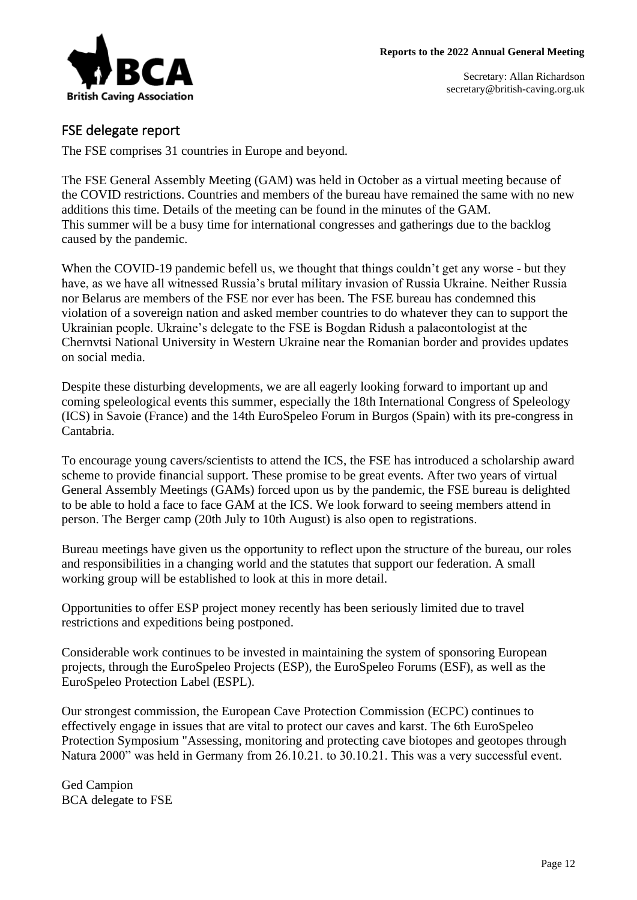## FSE delegate report

The FSE comprises 31 countries in Europe and beyond.

The FSE General Assembly Meeting (GAM) was held in October as a virtual meeting because of the COVID restrictions. Countries and members of the bureau have remained the same with no new additions this time. Details of the meeting can be found in the minutes of the GAM.
This summer will be a busy time for international congresses and gatherings due to the backlog caused by the pandemic.

When the COVID-19 pandemic befell us, we thought that things couldn't get any worse - but they have, as we have all witnessed Russia's brutal military invasion of Russia Ukraine. Neither Russia nor Belarus are members of the FSE nor ever has been. The FSE bureau has condemned this violation of a sovereign nation and asked member countries to do whatever they can to support the Ukrainian people. Ukraine's delegate to the FSE is Bogdan Ridush a palaeontologist at the Chernvtsi National University in Western Ukraine near the Romanian border and provides updates on social media.

Despite these disturbing developments, we are all eagerly looking forward to important up and coming speleological events this summer, especially the 18th International Congress of Speleology (ICS) in Savoie (France) and the 14th EuroSpeleo Forum in Burgos (Spain) with its pre-congress in Cantabria.

To encourage young cavers/scientists to attend the ICS, the FSE has introduced a scholarship award scheme to provide financial support. These promise to be great events. After two years of virtual General Assembly Meetings (GAMs) forced upon us by the pandemic, the FSE bureau is delighted to be able to hold a face to face GAM at the ICS. We look forward to seeing members attend in person. The Berger camp (20th July to 10th August) is also open to registrations.

Bureau meetings have given us the opportunity to reflect upon the structure of the bureau, our roles and responsibilities in a changing world and the statutes that support our federation. A small working group will be established to look at this in more detail.

Opportunities to offer ESP project money recently has been seriously limited due to travel restrictions and expeditions being postponed.

Considerable work continues to be invested in maintaining the system of sponsoring European projects, through the EuroSpeleo Projects (ESP), the EuroSpeleo Forums (ESF), as well as the EuroSpeleo Protection Label (ESPL).

Our strongest commission, the European Cave Protection Commission (ECPC) continues to effectively engage in issues that are vital to protect our caves and karst. The 6th EuroSpeleo Protection Symposium "Assessing, monitoring and protecting cave biotopes and geotopes through Natura 2000" was held in Germany from 26.10.21. to 30.10.21. This was a very successful event.

Ged Campion
BCA delegate to FSE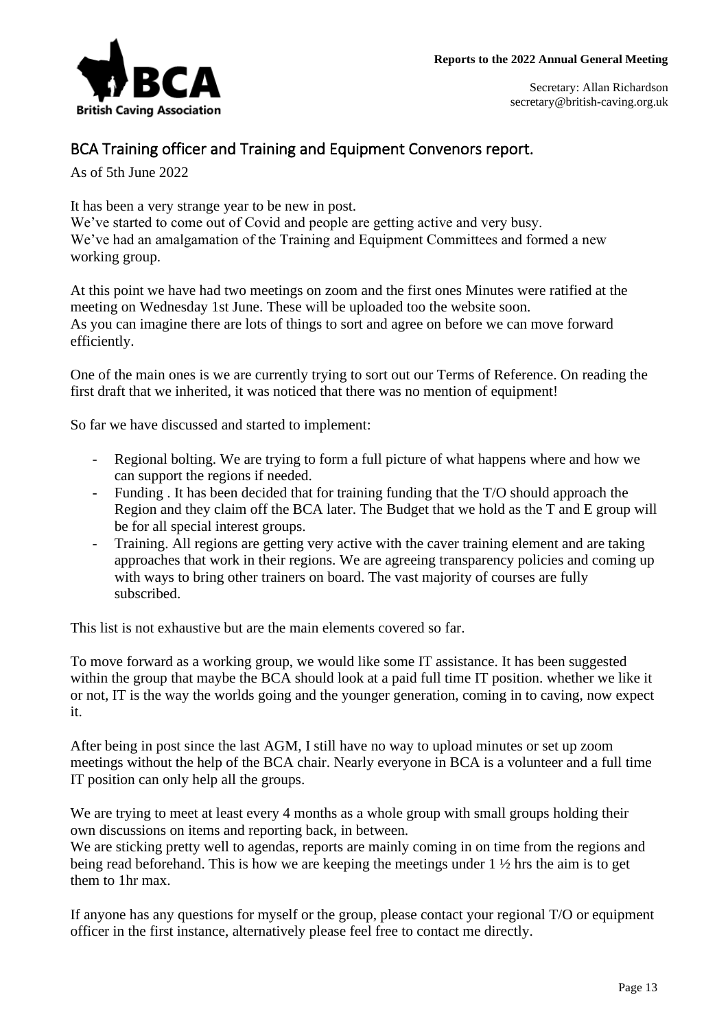## BCA Training officer and Training and Equipment Convenors report.

As of 5th June 2022

It has been a very strange year to be new in post.
We've started to come out of Covid and people are getting active and very busy.
We've had an amalgamation of the Training and Equipment Committees and formed a new working group.

At this point we have had two meetings on zoom and the first ones Minutes were ratified at the meeting on Wednesday 1st June. These will be uploaded too the website soon.
As you can imagine there are lots of things to sort and agree on before we can move forward efficiently.

One of the main ones is we are currently trying to sort out our Terms of Reference. On reading the first draft that we inherited, it was noticed that there was no mention of equipment!

So far we have discussed and started to implement:

- Regional bolting. We are trying to form a full picture of what happens where and how we can support the regions if needed.
- Funding . It has been decided that for training funding that the T/O should approach the Region and they claim off the BCA later. The Budget that we hold as the T and E group will be for all special interest groups.
- Training. All regions are getting very active with the caver training element and are taking approaches that work in their regions. We are agreeing transparency policies and coming up with ways to bring other trainers on board. The vast majority of courses are fully subscribed.

This list is not exhaustive but are the main elements covered so far.

To move forward as a working group, we would like some IT assistance. It has been suggested within the group that maybe the BCA should look at a paid full time IT position. whether we like it or not, IT is the way the worlds going and the younger generation, coming in to caving, now expect it.

After being in post since the last AGM, I still have no way to upload minutes or set up zoom meetings without the help of the BCA chair. Nearly everyone in BCA is a volunteer and a full time IT position can only help all the groups.

We are trying to meet at least every 4 months as a whole group with small groups holding their own discussions on items and reporting back, in between.
We are sticking pretty well to agendas, reports are mainly coming in on time from the regions and being read beforehand. This is how we are keeping the meetings under 1 ½ hrs the aim is to get them to 1hr max.

If anyone has any questions for myself or the group, please contact your regional T/O or equipment officer in the first instance, alternatively please feel free to contact me directly.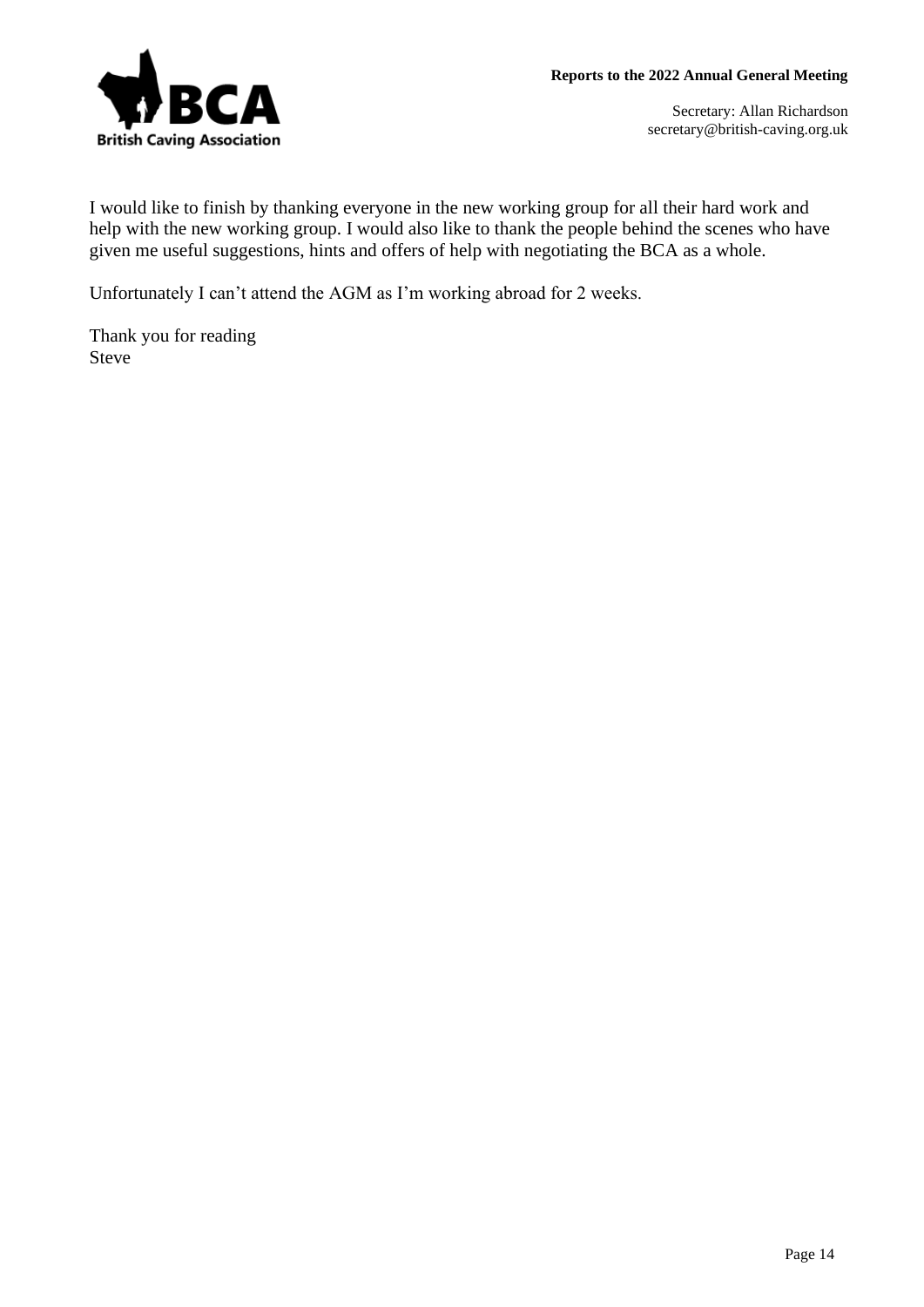I would like to finish by thanking everyone in the new working group for all their hard work and help with the new working group. I would also like to thank the people behind the scenes who have given me useful suggestions, hints and offers of help with negotiating the BCA as a whole.

Unfortunately I can't attend the AGM as I'm working abroad for 2 weeks.

Thank you for reading
Steve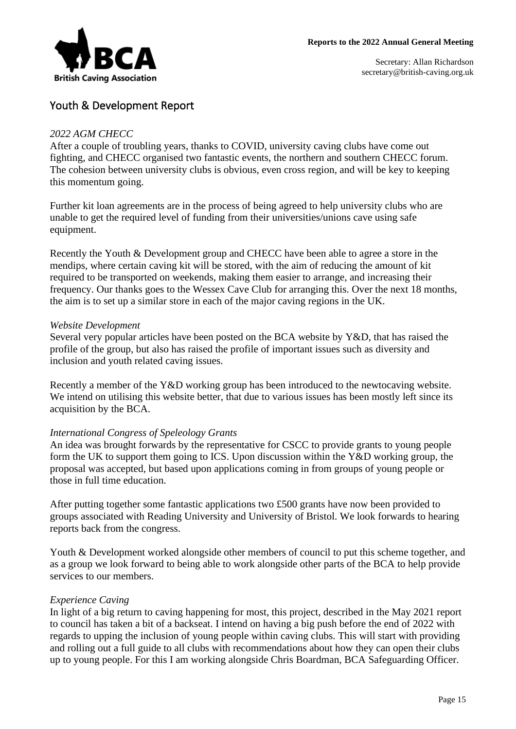# Youth & Development Report

*2022 AGM CHECC*

After a couple of troubling years, thanks to COVID, university caving clubs have come out fighting, and CHECC organised two fantastic events, the northern and southern CHECC forum. The cohesion between university clubs is obvious, even cross region, and will be key to keeping this momentum going.

Further kit loan agreements are in the process of being agreed to help university clubs who are unable to get the required level of funding from their universities/unions cave using safe equipment.

Recently the Youth & Development group and CHECC have been able to agree a store in the mendips, where certain caving kit will be stored, with the aim of reducing the amount of kit required to be transported on weekends, making them easier to arrange, and increasing their frequency. Our thanks goes to the Wessex Cave Club for arranging this. Over the next 18 months, the aim is to set up a similar store in each of the major caving regions in the UK.

*Website Development*

Several very popular articles have been posted on the BCA website by Y&D, that has raised the profile of the group, but also has raised the profile of important issues such as diversity and inclusion and youth related caving issues.

Recently a member of the Y&D working group has been introduced to the newtocaving website. We intend on utilising this website better, that due to various issues has been mostly left since its acquisition by the BCA.

*International Congress of Speleology Grants*

An idea was brought forwards by the representative for CSCC to provide grants to young people form the UK to support them going to ICS. Upon discussion within the Y&D working group, the proposal was accepted, but based upon applications coming in from groups of young people or those in full time education.

After putting together some fantastic applications two £500 grants have now been provided to groups associated with Reading University and University of Bristol. We look forwards to hearing reports back from the congress.

Youth & Development worked alongside other members of council to put this scheme together, and as a group we look forward to being able to work alongside other parts of the BCA to help provide services to our members.

*Experience Caving*

In light of a big return to caving happening for most, this project, described in the May 2021 report to council has taken a bit of a backseat. I intend on having a big push before the end of 2022 with regards to upping the inclusion of young people within caving clubs. This will start with providing and rolling out a full guide to all clubs with recommendations about how they can open their clubs up to young people. For this I am working alongside Chris Boardman, BCA Safeguarding Officer.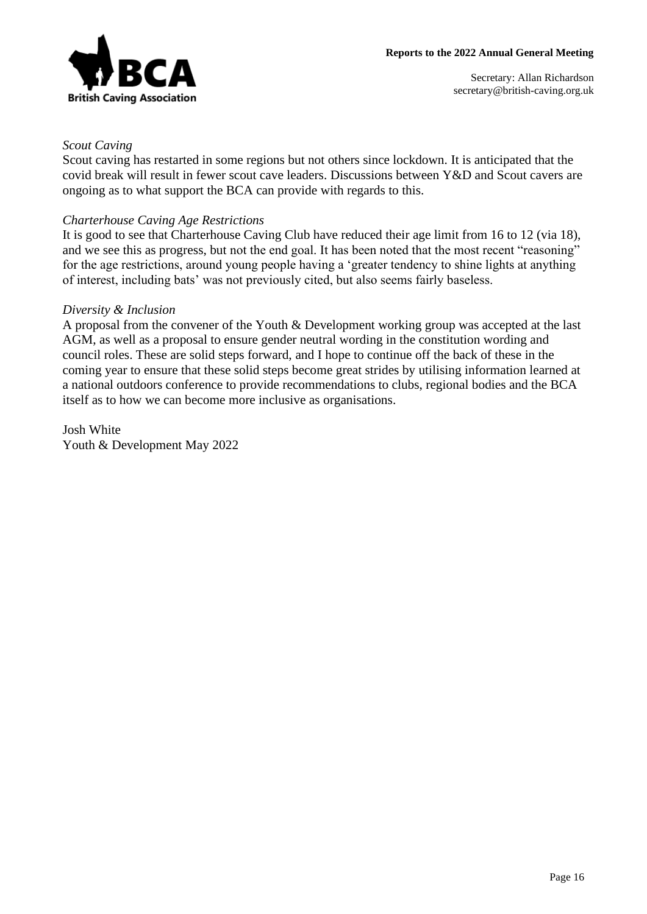*Scout Caving*

Scout caving has restarted in some regions but not others since lockdown. It is anticipated that the covid break will result in fewer scout cave leaders. Discussions between Y&D and Scout cavers are ongoing as to what support the BCA can provide with regards to this.

*Charterhouse Caving Age Restrictions*

It is good to see that Charterhouse Caving Club have reduced their age limit from 16 to 12 (via 18), and we see this as progress, but not the end goal. It has been noted that the most recent "reasoning" for the age restrictions, around young people having a 'greater tendency to shine lights at anything of interest, including bats' was not previously cited, but also seems fairly baseless.

*Diversity & Inclusion*

A proposal from the convener of the Youth & Development working group was accepted at the last AGM, as well as a proposal to ensure gender neutral wording in the constitution wording and council roles. These are solid steps forward, and I hope to continue off the back of these in the coming year to ensure that these solid steps become great strides by utilising information learned at a national outdoors conference to provide recommendations to clubs, regional bodies and the BCA itself as to how we can become more inclusive as organisations.

Josh White
Youth & Development May 2022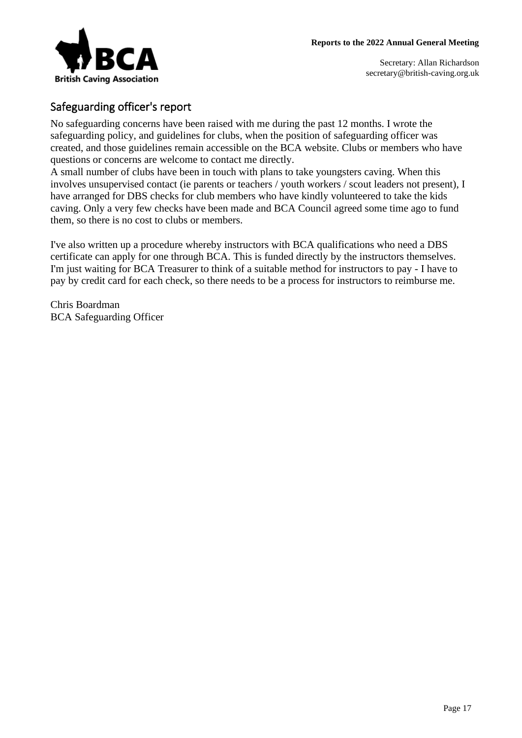## Safeguarding officer's report

No safeguarding concerns have been raised with me during the past 12 months. I wrote the safeguarding policy, and guidelines for clubs, when the position of safeguarding officer was created, and those guidelines remain accessible on the BCA website. Clubs or members who have questions or concerns are welcome to contact me directly.
A small number of clubs have been in touch with plans to take youngsters caving. When this involves unsupervised contact (ie parents or teachers / youth workers / scout leaders not present), I have arranged for DBS checks for club members who have kindly volunteered to take the kids caving. Only a very few checks have been made and BCA Council agreed some time ago to fund them, so there is no cost to clubs or members.

I've also written up a procedure whereby instructors with BCA qualifications who need a DBS certificate can apply for one through BCA. This is funded directly by the instructors themselves. I'm just waiting for BCA Treasurer to think of a suitable method for instructors to pay - I have to pay by credit card for each check, so there needs to be a process for instructors to reimburse me.

Chris Boardman
BCA Safeguarding Officer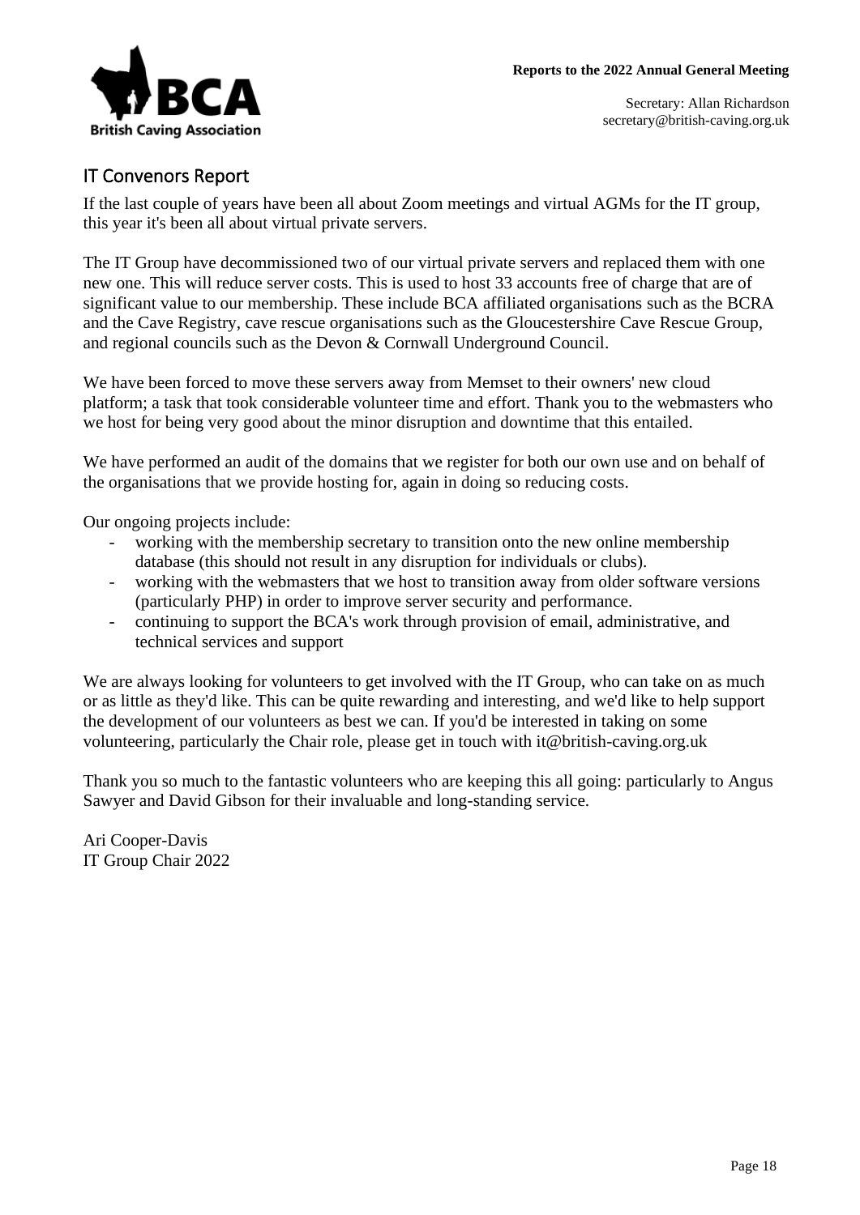## IT Convenors Report

If the last couple of years have been all about Zoom meetings and virtual AGMs for the IT group, this year it's been all about virtual private servers.

The IT Group have decommissioned two of our virtual private servers and replaced them with one new one. This will reduce server costs. This is used to host 33 accounts free of charge that are of significant value to our membership. These include BCA affiliated organisations such as the BCRA and the Cave Registry, cave rescue organisations such as the Gloucestershire Cave Rescue Group, and regional councils such as the Devon & Cornwall Underground Council.

We have been forced to move these servers away from Memset to their owners' new cloud platform; a task that took considerable volunteer time and effort. Thank you to the webmasters who we host for being very good about the minor disruption and downtime that this entailed.

We have performed an audit of the domains that we register for both our own use and on behalf of the organisations that we provide hosting for, again in doing so reducing costs.

Our ongoing projects include:

- working with the membership secretary to transition onto the new online membership database (this should not result in any disruption for individuals or clubs).
- working with the webmasters that we host to transition away from older software versions (particularly PHP) in order to improve server security and performance.
- continuing to support the BCA's work through provision of email, administrative, and technical services and support

We are always looking for volunteers to get involved with the IT Group, who can take on as much or as little as they'd like. This can be quite rewarding and interesting, and we'd like to help support the development of our volunteers as best we can. If you'd be interested in taking on some volunteering, particularly the Chair role, please get in touch with it@british-caving.org.uk

Thank you so much to the fantastic volunteers who are keeping this all going: particularly to Angus Sawyer and David Gibson for their invaluable and long-standing service.

Ari Cooper-Davis
IT Group Chair 2022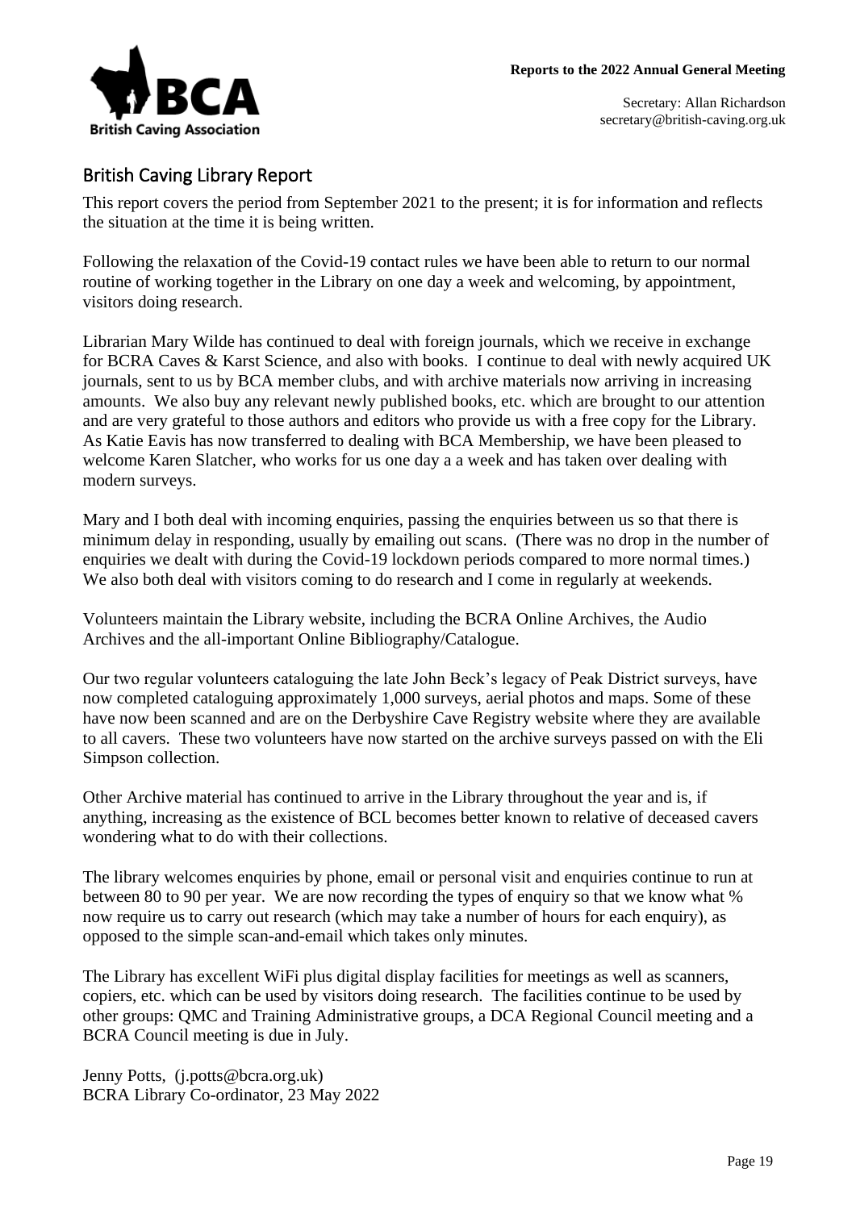## British Caving Library Report

This report covers the period from September 2021 to the present; it is for information and reflects the situation at the time it is being written.

Following the relaxation of the Covid-19 contact rules we have been able to return to our normal routine of working together in the Library on one day a week and welcoming, by appointment, visitors doing research.

Librarian Mary Wilde has continued to deal with foreign journals, which we receive in exchange for BCRA Caves & Karst Science, and also with books. I continue to deal with newly acquired UK journals, sent to us by BCA member clubs, and with archive materials now arriving in increasing amounts. We also buy any relevant newly published books, etc. which are brought to our attention and are very grateful to those authors and editors who provide us with a free copy for the Library. As Katie Eavis has now transferred to dealing with BCA Membership, we have been pleased to welcome Karen Slatcher, who works for us one day a a week and has taken over dealing with modern surveys.

Mary and I both deal with incoming enquiries, passing the enquiries between us so that there is minimum delay in responding, usually by emailing out scans. (There was no drop in the number of enquiries we dealt with during the Covid-19 lockdown periods compared to more normal times.) We also both deal with visitors coming to do research and I come in regularly at weekends.

Volunteers maintain the Library website, including the BCRA Online Archives, the Audio Archives and the all-important Online Bibliography/Catalogue.

Our two regular volunteers cataloguing the late John Beck's legacy of Peak District surveys, have now completed cataloguing approximately 1,000 surveys, aerial photos and maps. Some of these have now been scanned and are on the Derbyshire Cave Registry website where they are available to all cavers. These two volunteers have now started on the archive surveys passed on with the Eli Simpson collection.

Other Archive material has continued to arrive in the Library throughout the year and is, if anything, increasing as the existence of BCL becomes better known to relative of deceased cavers wondering what to do with their collections.

The library welcomes enquiries by phone, email or personal visit and enquiries continue to run at between 80 to 90 per year. We are now recording the types of enquiry so that we know what % now require us to carry out research (which may take a number of hours for each enquiry), as opposed to the simple scan-and-email which takes only minutes.

The Library has excellent WiFi plus digital display facilities for meetings as well as scanners, copiers, etc. which can be used by visitors doing research. The facilities continue to be used by other groups: QMC and Training Administrative groups, a DCA Regional Council meeting and a BCRA Council meeting is due in July.

Jenny Potts, (j.potts@bcra.org.uk)
BCRA Library Co-ordinator, 23 May 2022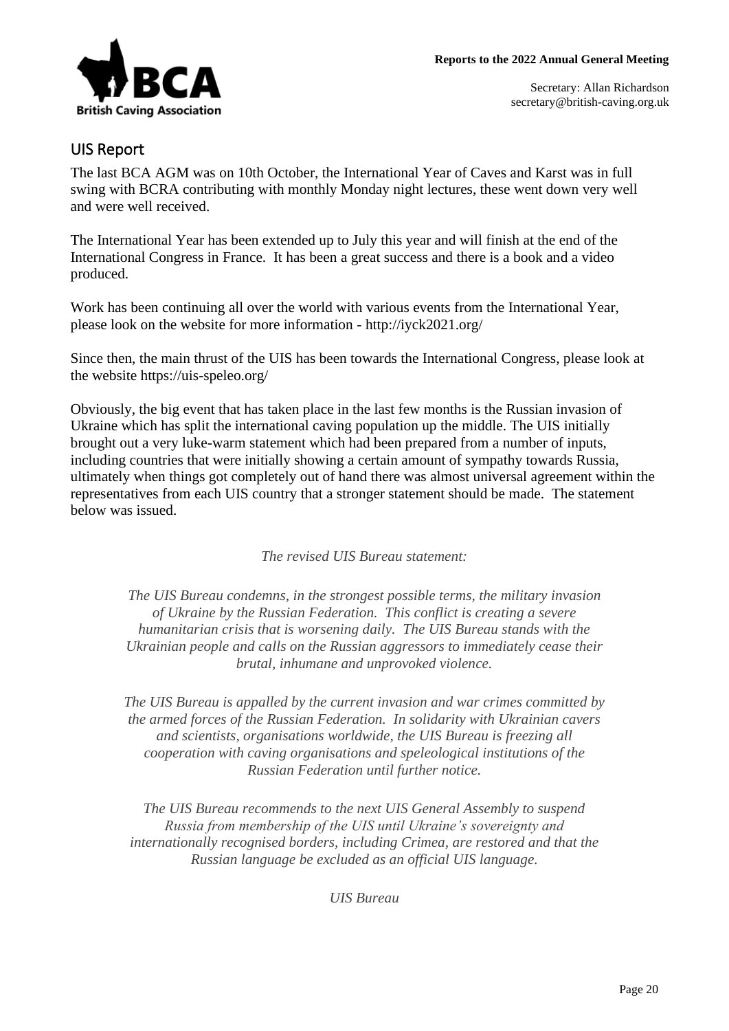## UIS Report

The last BCA AGM was on 10th October, the International Year of Caves and Karst was in full swing with BCRA contributing with monthly Monday night lectures, these went down very well and were well received.

The International Year has been extended up to July this year and will finish at the end of the International Congress in France. It has been a great success and there is a book and a video produced.

Work has been continuing all over the world with various events from the International Year, please look on the website for more information - http://iyck2021.org/

Since then, the main thrust of the UIS has been towards the International Congress, please look at the website https://uis-speleo.org/

Obviously, the big event that has taken place in the last few months is the Russian invasion of Ukraine which has split the international caving population up the middle. The UIS initially brought out a very luke-warm statement which had been prepared from a number of inputs, including countries that were initially showing a certain amount of sympathy towards Russia, ultimately when things got completely out of hand there was almost universal agreement within the representatives from each UIS country that a stronger statement should be made. The statement below was issued.

*The revised UIS Bureau statement:*

*The UIS Bureau condemns, in the strongest possible terms, the military invasion of Ukraine by the Russian Federation. This conflict is creating a severe humanitarian crisis that is worsening daily. The UIS Bureau stands with the Ukrainian people and calls on the Russian aggressors to immediately cease their brutal, inhumane and unprovoked violence.*

*The UIS Bureau is appalled by the current invasion and war crimes committed by the armed forces of the Russian Federation. In solidarity with Ukrainian cavers and scientists, organisations worldwide, the UIS Bureau is freezing all cooperation with caving organisations and speleological institutions of the Russian Federation until further notice.*

*The UIS Bureau recommends to the next UIS General Assembly to suspend Russia from membership of the UIS until Ukraine's sovereignty and internationally recognised borders, including Crimea, are restored and that the Russian language be excluded as an official UIS language.*

*UIS Bureau*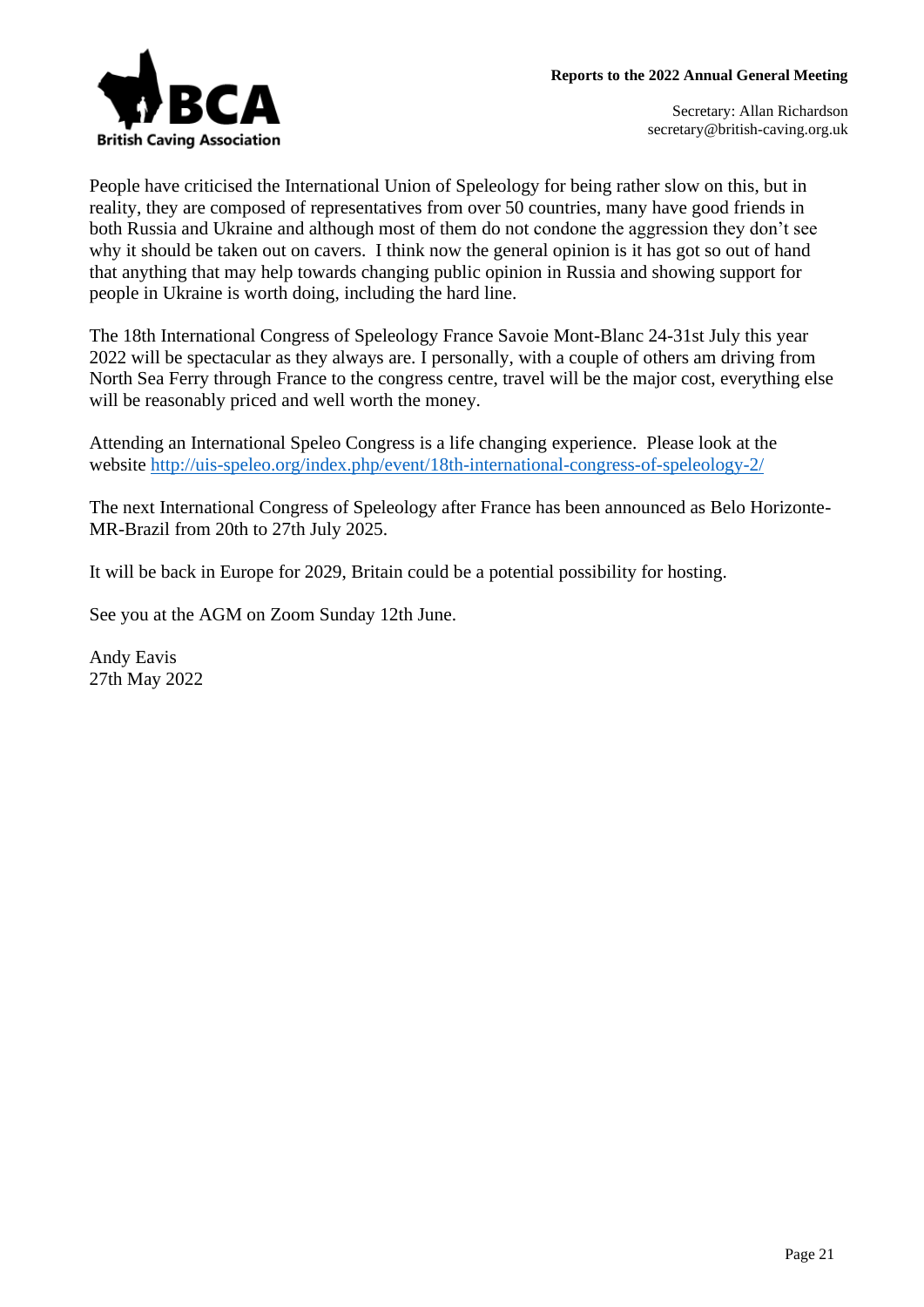People have criticised the International Union of Speleology for being rather slow on this, but in reality, they are composed of representatives from over 50 countries, many have good friends in both Russia and Ukraine and although most of them do not condone the aggression they don't see why it should be taken out on cavers. I think now the general opinion is it has got so out of hand that anything that may help towards changing public opinion in Russia and showing support for people in Ukraine is worth doing, including the hard line.

The 18th International Congress of Speleology France Savoie Mont-Blanc 24-31st July this year 2022 will be spectacular as they always are. I personally, with a couple of others am driving from North Sea Ferry through France to the congress centre, travel will be the major cost, everything else will be reasonably priced and well worth the money.

Attending an International Speleo Congress is a life changing experience. Please look at the website http://uis-speleo.org/index.php/event/18th-international-congress-of-speleology-2/

The next International Congress of Speleology after France has been announced as Belo Horizonte-MR-Brazil from 20th to 27th July 2025.

It will be back in Europe for 2029, Britain could be a potential possibility for hosting.

See you at the AGM on Zoom Sunday 12th June.

Andy Eavis
27th May 2022